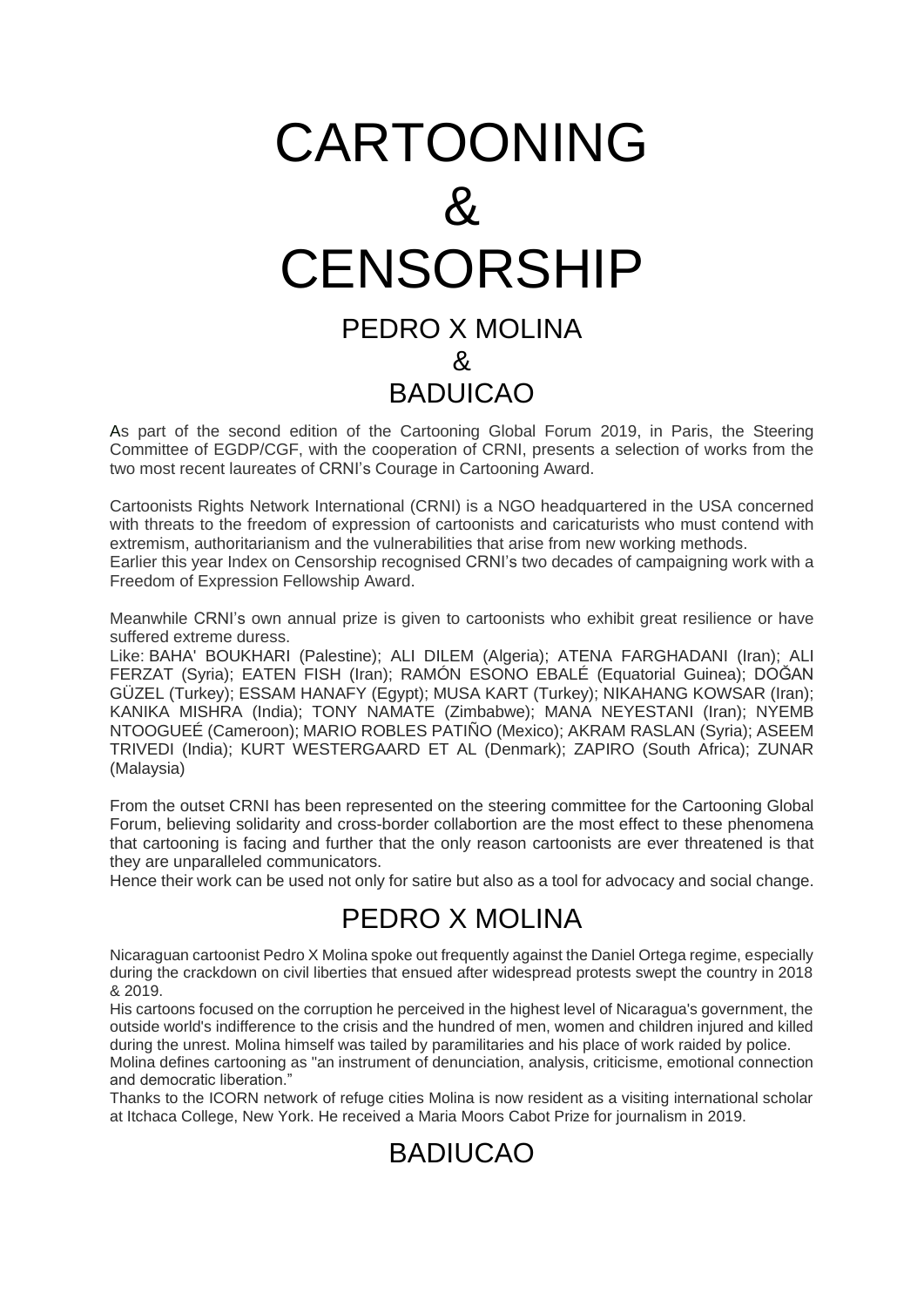# CARTOONING
# &
# CENSORSHIP

## PEDRO X MOLINA
## &
## BADUICAO

As part of the second edition of the Cartooning Global Forum 2019, in Paris, the Steering Committee of EGDP/CGF, with the cooperation of CRNI, presents a selection of works from the two most recent laureates of CRNI's Courage in Cartooning Award.

Cartoonists Rights Network International (CRNI) is a NGO headquartered in the USA concerned with threats to the freedom of expression of cartoonists and caricaturists who must contend with extremism, authoritarianism and the vulnerabilities that arise from new working methods.
Earlier this year Index on Censorship recognised CRNI's two decades of campaigning work with a Freedom of Expression Fellowship Award.

Meanwhile CRNI's own annual prize is given to cartoonists who exhibit great resilience or have suffered extreme duress.
Like: BAHA' BOUKHARI (Palestine); ALI DILEM (Algeria); ATENA FARGHADANI (Iran); ALI FERZAT (Syria); EATEN FISH (Iran); RAMÓN ESONO EBALÉ (Equatorial Guinea); DOĞAN GÜZEL (Turkey); ESSAM HANAFY (Egypt); MUSA KART (Turkey); NIKAHANG KOWSAR (Iran); KANIKA MISHRA (India); TONY NAMATE (Zimbabwe); MANA NEYESTANI (Iran); NYEMB NTOOGUEÉ (Cameroon); MARIO ROBLES PATIÑO (Mexico); AKRAM RASLAN (Syria); ASEEM TRIVEDI (India); KURT WESTERGAARD ET AL (Denmark); ZAPIRO (South Africa); ZUNAR (Malaysia)

From the outset CRNI has been represented on the steering committee for the Cartooning Global Forum, believing solidarity and cross-border collabortion are the most effect to these phenomena that cartooning is facing and further that the only reason cartoonists are ever threatened is that they are unparalleled communicators.
Hence their work can be used not only for satire but also as a tool for advocacy and social change.

## PEDRO X MOLINA

Nicaraguan cartoonist Pedro X Molina spoke out frequently against the Daniel Ortega regime, especially during the crackdown on civil liberties that ensued after widespread protests swept the country in 2018 & 2019.
His cartoons focused on the corruption he perceived in the highest level of Nicaragua's government, the outside world's indifference to the crisis and the hundred of men, women and children injured and killed during the unrest. Molina himself was tailed by paramilitaries and his place of work raided by police.
Molina defines cartooning as "an instrument of denunciation, analysis, criticisme, emotional connection and democratic liberation."
Thanks to the ICORN network of refuge cities Molina is now resident as a visiting international scholar at Itchaca College, New York. He received a Maria Moors Cabot Prize for journalism in 2019.

## BADIUCAO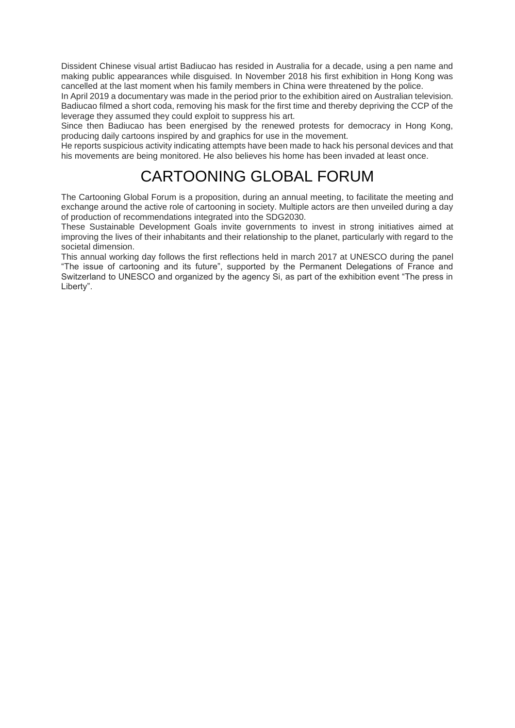Dissident Chinese visual artist Badiucao has resided in Australia for a decade, using a pen name and making public appearances while disguised. In November 2018 his first exhibition in Hong Kong was cancelled at the last moment when his family members in China were threatened by the police.

In April 2019 a documentary was made in the period prior to the exhibition aired on Australian television. Badiucao filmed a short coda, removing his mask for the first time and thereby depriving the CCP of the leverage they assumed they could exploit to suppress his art.

Since then Badiucao has been energised by the renewed protests for democracy in Hong Kong, producing daily cartoons inspired by and graphics for use in the movement.

He reports suspicious activity indicating attempts have been made to hack his personal devices and that his movements are being monitored. He also believes his home has been invaded at least once.

# CARTOONING GLOBAL FORUM

The Cartooning Global Forum is a proposition, during an annual meeting, to facilitate the meeting and exchange around the active role of cartooning in society. Multiple actors are then unveiled during a day of production of recommendations integrated into the SDG2030.

These Sustainable Development Goals invite governments to invest in strong initiatives aimed at improving the lives of their inhabitants and their relationship to the planet, particularly with regard to the societal dimension.

This annual working day follows the first reflections held in march 2017 at UNESCO during the panel "The issue of cartooning and its future", supported by the Permanent Delegations of France and Switzerland to UNESCO and organized by the agency Si, as part of the exhibition event "The press in Liberty".